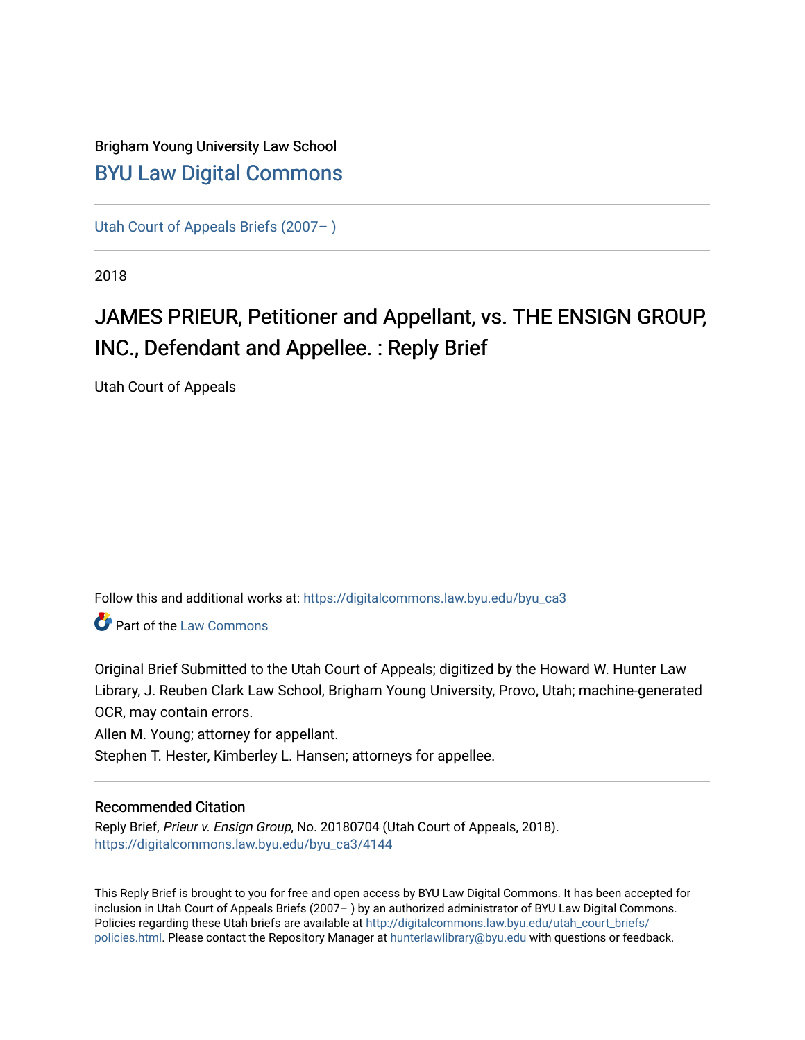Brigham Young University Law School

## BYU Law Digital Commons

Utah Court of Appeals Briefs (2007– )

2018

# JAMES PRIEUR, Petitioner and Appellant, vs. THE ENSIGN GROUP, INC., Defendant and Appellee. : Reply Brief

Utah Court of Appeals

Follow this and additional works at: https://digitalcommons.law.byu.edu/byu_ca3

Part of the Law Commons

Original Brief Submitted to the Utah Court of Appeals; digitized by the Howard W. Hunter Law Library, J. Reuben Clark Law School, Brigham Young University, Provo, Utah; machine-generated OCR, may contain errors.

Allen M. Young; attorney for appellant.

Stephen T. Hester, Kimberley L. Hansen; attorneys for appellee.

### Recommended Citation

Reply Brief, *Prieur v. Ensign Group*, No. 20180704 (Utah Court of Appeals, 2018).
https://digitalcommons.law.byu.edu/byu_ca3/4144

This Reply Brief is brought to you for free and open access by BYU Law Digital Commons. It has been accepted for inclusion in Utah Court of Appeals Briefs (2007– ) by an authorized administrator of BYU Law Digital Commons. Policies regarding these Utah briefs are available at http://digitalcommons.law.byu.edu/utah_court_briefs/policies.html. Please contact the Repository Manager at hunterlawlibrary@byu.edu with questions or feedback.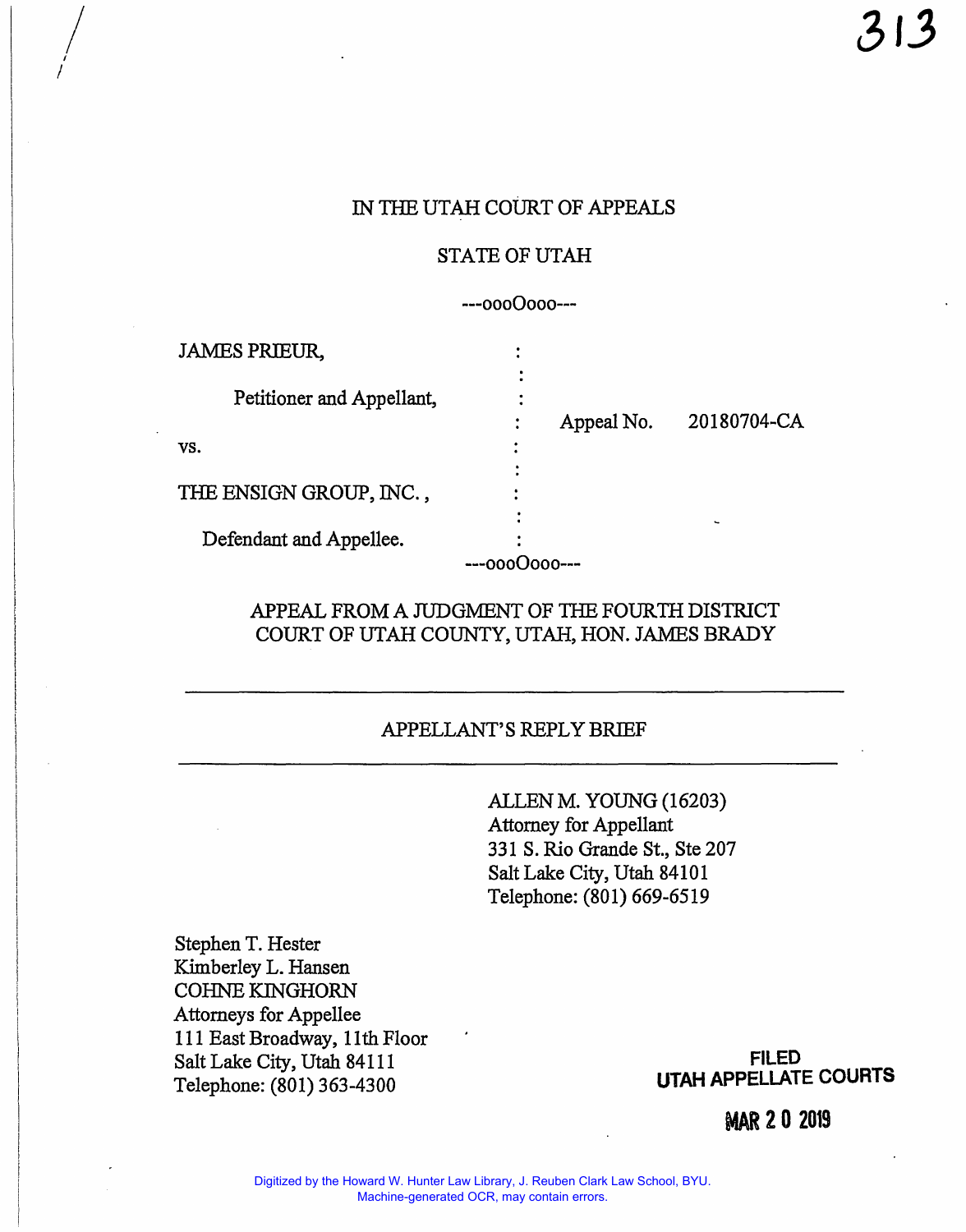IN THE UTAH COURT OF APPEALS

STATE OF UTAH

---oooOooo---

| | | |
|---|---|---|
| JAMES PRIEUR, | : | |
| Petitioner and Appellant, | : | Appeal No. 20180704-CA |
| vs. | : | |
| THE ENSIGN GROUP, INC., | : | |
| Defendant and Appellee. | : | |

---oooOooo---

APPEAL FROM A JUDGMENT OF THE FOURTH DISTRICT COURT OF UTAH COUNTY, UTAH, HON. JAMES BRADY

---

## APPELLANT'S REPLY BRIEF

---

ALLEN M. YOUNG (16203)
Attorney for Appellant
331 S. Rio Grande St., Ste 207
Salt Lake City, Utah 84101
Telephone: (801) 669-6519

Stephen T. Hester
Kimberley L. Hansen
COHNE KINGHORN
Attorneys for Appellee
111 East Broadway, 11th Floor
Salt Lake City, Utah 84111
Telephone: (801) 363-4300

FILED
UTAH APPELLATE COURTS

MAR 20 2019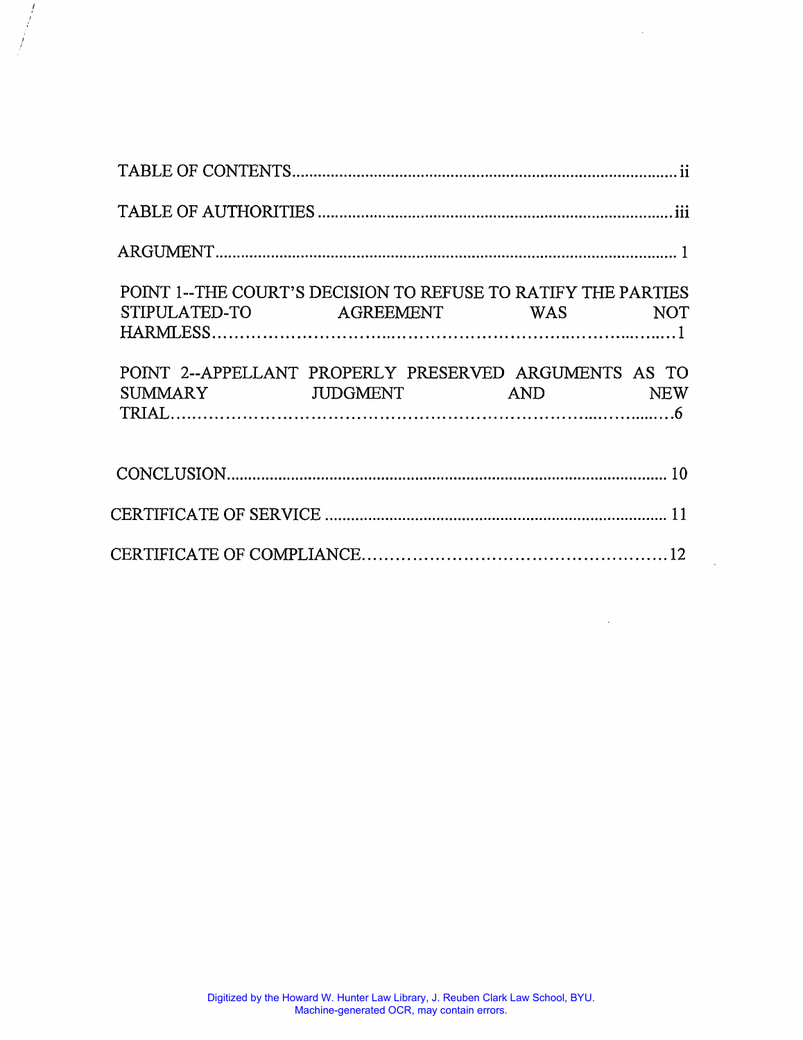TABLE OF CONTENTS ........................................................................................... ii

TABLE OF AUTHORITIES ................................................................................. iii

ARGUMENT ........................................................................................................... 1

POINT 1--THE COURT'S DECISION TO REFUSE TO RATIFY THE PARTIES STIPULATED-TO AGREEMENT WAS NOT HARMLESS ............................................................................................... 1

POINT 2--APPELLANT PROPERLY PRESERVED ARGUMENTS AS TO SUMMARY JUDGMENT AND NEW TRIAL ................................................................................................... 6

CONCLUSION ....................................................................................................... 10

CERTIFICATE OF SERVICE .............................................................................. 11

CERTIFICATE OF COMPLIANCE ..................................................................... 12

Digitized by the Howard W. Hunter Law Library, J. Reuben Clark Law School, BYU.
Machine-generated OCR, may contain errors.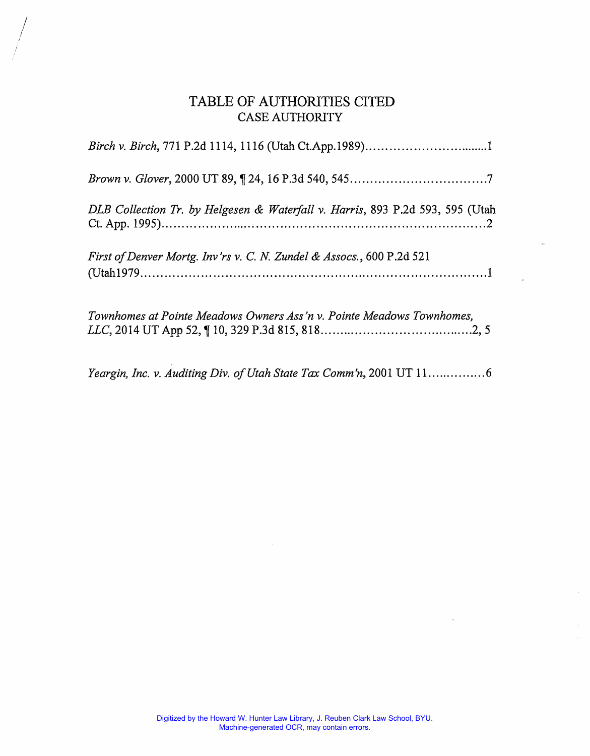# TABLE OF AUTHORITIES CITED

## CASE AUTHORITY

*Birch v. Birch*, 771 P.2d 1114, 1116 (Utah Ct.App.1989)................................1

*Brown v. Glover*, 2000 UT 89, ¶ 24, 16 P.3d 540, 545..................................7

*DLB Collection Tr. by Helgesen & Waterfall v. Harris*, 893 P.2d 593, 595 (Utah Ct. App. 1995)..........................................................................2

*First of Denver Mortg. Inv'rs v. C. N. Zundel & Assocs.*, 600 P.2d 521 (Utah1979..........................................................................................1

*Townhomes at Pointe Meadows Owners Ass'n v. Pointe Meadows Townhomes, LLC*, 2014 UT App 52, ¶ 10, 329 P.3d 815, 818....................................2, 5

*Yeargin, Inc. v. Auditing Div. of Utah State Tax Comm'n*, 2001 UT 11................6

Digitized by the Howard W. Hunter Law Library, J. Reuben Clark Law School, BYU.
Machine-generated OCR, may contain errors.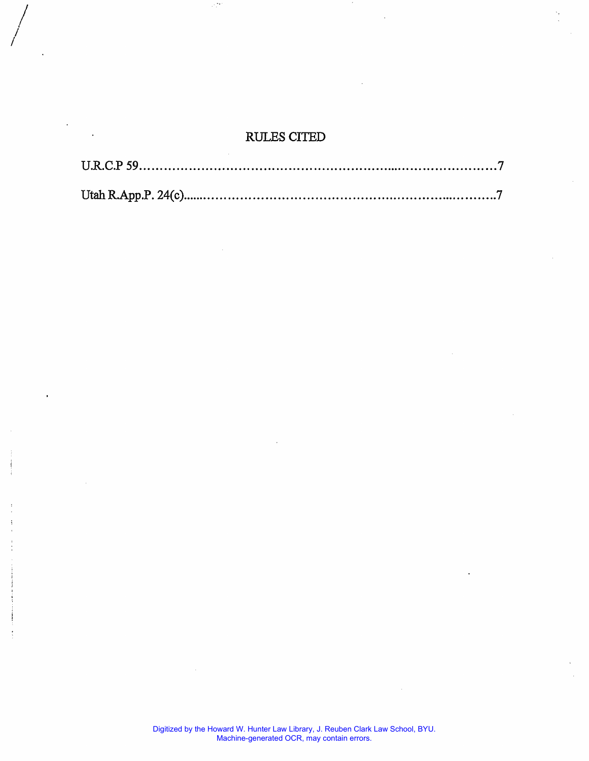# RULES CITED

U.R.C.P 59 ........................................................................................7

Utah R.App.P. 24(c) ............................................................................7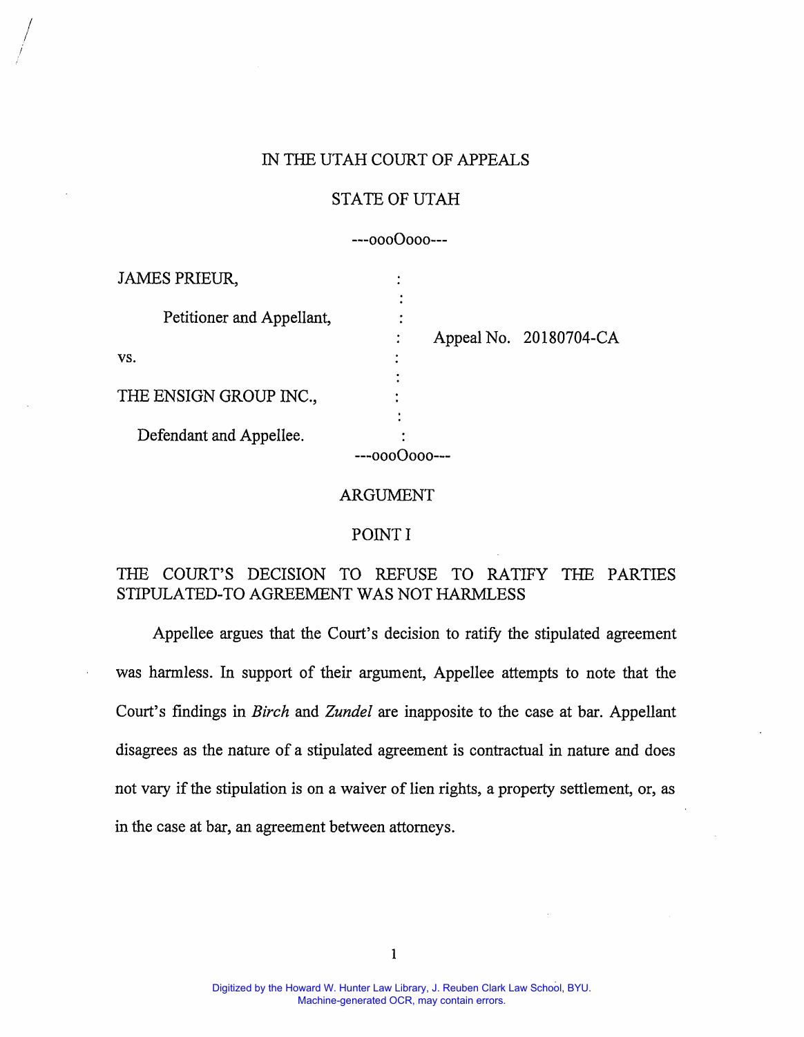IN THE UTAH COURT OF APPEALS

STATE OF UTAH

---oooOooo---

| | | |
|---|---|---|
| JAMES PRIEUR, | : | |
| Petitioner and Appellant, | : | Appeal No. 20180704-CA |
| vs. | : | |
| THE ENSIGN GROUP INC., | : | |
| Defendant and Appellee. | : | |

---oooOooo---

## ARGUMENT

### POINT I

### THE COURT'S DECISION TO REFUSE TO RATIFY THE PARTIES STIPULATED-TO AGREEMENT WAS NOT HARMLESS

Appellee argues that the Court's decision to ratify the stipulated agreement was harmless. In support of their argument, Appellee attempts to note that the Court's findings in *Birch* and *Zundel* are inapposite to the case at bar. Appellant disagrees as the nature of a stipulated agreement is contractual in nature and does not vary if the stipulation is on a waiver of lien rights, a property settlement, or, as in the case at bar, an agreement between attorneys.

Digitized by the Howard W. Hunter Law Library, J. Reuben Clark Law School, BYU.
Machine-generated OCR, may contain errors.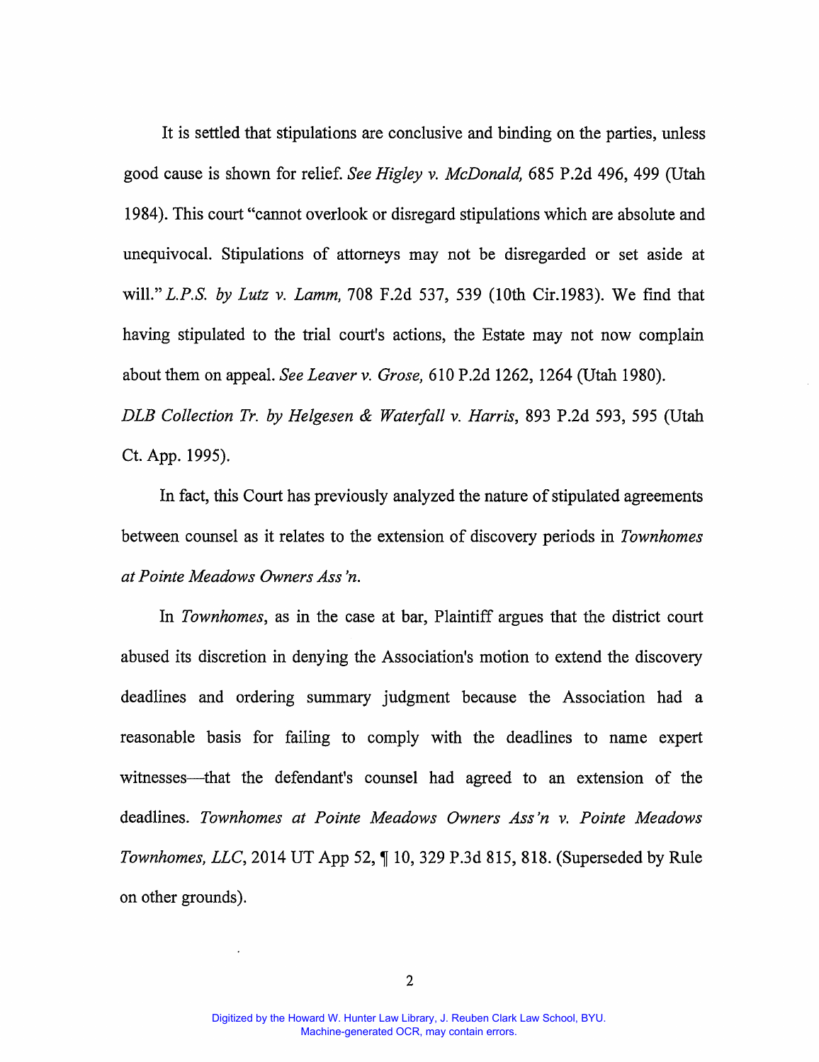It is settled that stipulations are conclusive and binding on the parties, unless good cause is shown for relief. *See Higley v. McDonald,* 685 P.2d 496, 499 (Utah 1984). This court "cannot overlook or disregard stipulations which are absolute and unequivocal. Stipulations of attorneys may not be disregarded or set aside at will." *L.P.S. by Lutz v. Lamm,* 708 F.2d 537, 539 (10th Cir.1983). We find that having stipulated to the trial court's actions, the Estate may not now complain about them on appeal. *See Leaver v. Grose,* 610 P.2d 1262, 1264 (Utah 1980). *DLB Collection Tr. by Helgesen & Waterfall v. Harris*, 893 P.2d 593, 595 (Utah Ct. App. 1995).

In fact, this Court has previously analyzed the nature of stipulated agreements between counsel as it relates to the extension of discovery periods in *Townhomes at Pointe Meadows Owners Ass'n.*

In *Townhomes*, as in the case at bar, Plaintiff argues that the district court abused its discretion in denying the Association's motion to extend the discovery deadlines and ordering summary judgment because the Association had a reasonable basis for failing to comply with the deadlines to name expert witnesses—that the defendant's counsel had agreed to an extension of the deadlines. *Townhomes at Pointe Meadows Owners Ass'n v. Pointe Meadows Townhomes, LLC*, 2014 UT App 52, ¶ 10, 329 P.3d 815, 818. (Superseded by Rule on other grounds).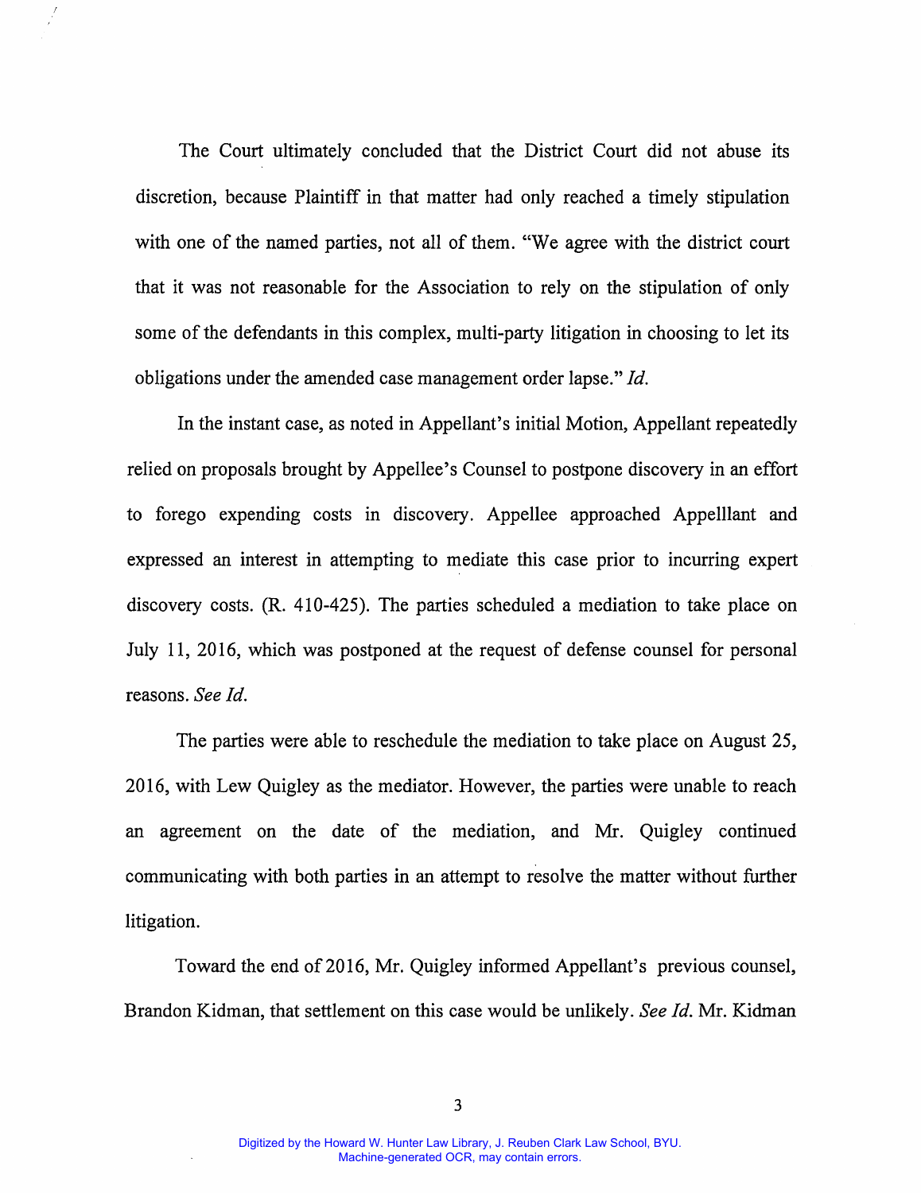The Court ultimately concluded that the District Court did not abuse its discretion, because Plaintiff in that matter had only reached a timely stipulation with one of the named parties, not all of them. "We agree with the district court that it was not reasonable for the Association to rely on the stipulation of only some of the defendants in this complex, multi-party litigation in choosing to let its obligations under the amended case management order lapse." *Id.*

In the instant case, as noted in Appellant's initial Motion, Appellant repeatedly relied on proposals brought by Appellee's Counsel to postpone discovery in an effort to forego expending costs in discovery. Appellee approached Appelllant and expressed an interest in attempting to mediate this case prior to incurring expert discovery costs. (R. 410-425). The parties scheduled a mediation to take place on July 11, 2016, which was postponed at the request of defense counsel for personal reasons. *See Id.*

The parties were able to reschedule the mediation to take place on August 25, 2016, with Lew Quigley as the mediator. However, the parties were unable to reach an agreement on the date of the mediation, and Mr. Quigley continued communicating with both parties in an attempt to resolve the matter without further litigation.

Toward the end of 2016, Mr. Quigley informed Appellant's previous counsel, Brandon Kidman, that settlement on this case would be unlikely. *See Id.* Mr. Kidman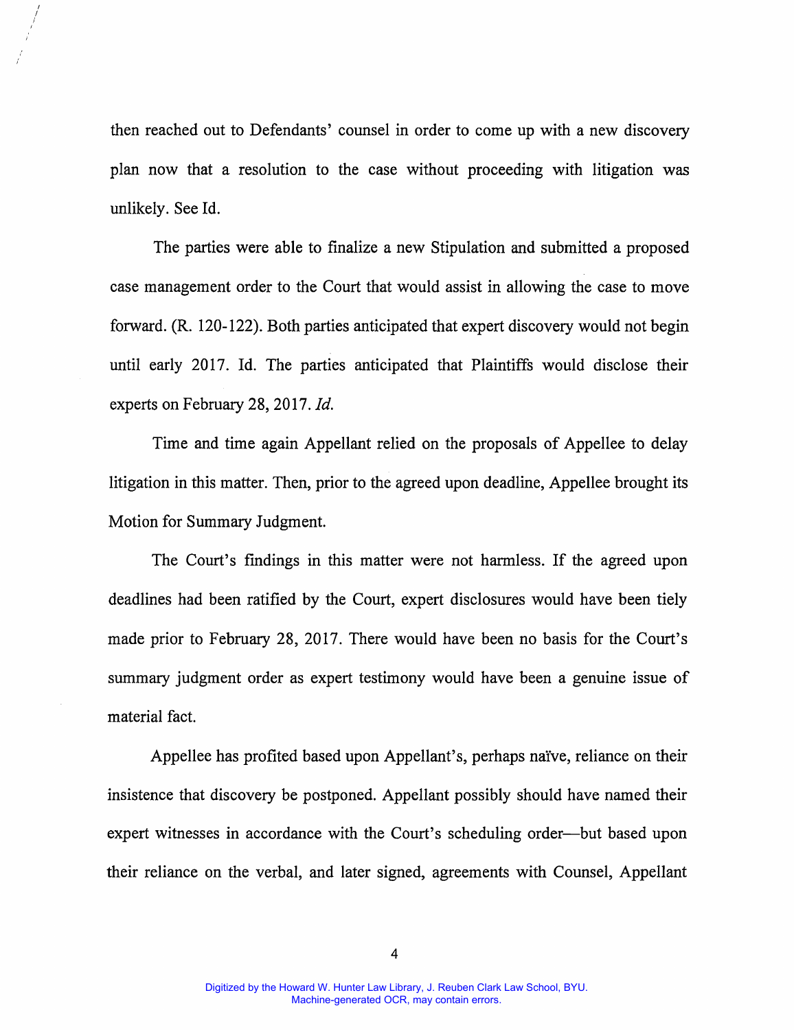then reached out to Defendants' counsel in order to come up with a new discovery plan now that a resolution to the case without proceeding with litigation was unlikely. See Id.

The parties were able to finalize a new Stipulation and submitted a proposed case management order to the Court that would assist in allowing the case to move forward. (R. 120-122). Both parties anticipated that expert discovery would not begin until early 2017. Id. The parties anticipated that Plaintiffs would disclose their experts on February 28, 2017. *Id.*

Time and time again Appellant relied on the proposals of Appellee to delay litigation in this matter. Then, prior to the agreed upon deadline, Appellee brought its Motion for Summary Judgment.

The Court's findings in this matter were not harmless. If the agreed upon deadlines had been ratified by the Court, expert disclosures would have been tiely made prior to February 28, 2017. There would have been no basis for the Court's summary judgment order as expert testimony would have been a genuine issue of material fact.

Appellee has profited based upon Appellant's, perhaps naïve, reliance on their insistence that discovery be postponed. Appellant possibly should have named their expert witnesses in accordance with the Court's scheduling order—but based upon their reliance on the verbal, and later signed, agreements with Counsel, Appellant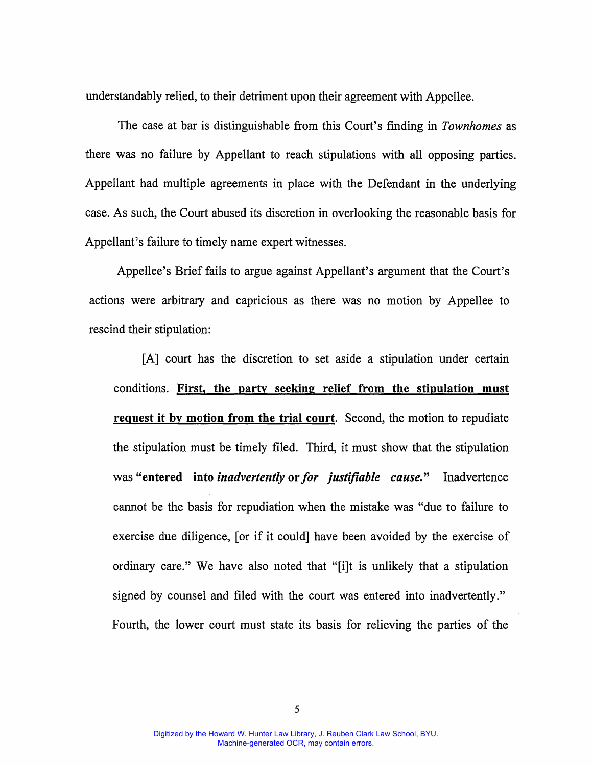understandably relied, to their detriment upon their agreement with Appellee.

The case at bar is distinguishable from this Court's finding in *Townhomes* as there was no failure by Appellant to reach stipulations with all opposing parties. Appellant had multiple agreements in place with the Defendant in the underlying case. As such, the Court abused its discretion in overlooking the reasonable basis for Appellant's failure to timely name expert witnesses.

Appellee's Brief fails to argue against Appellant's argument that the Court's actions were arbitrary and capricious as there was no motion by Appellee to rescind their stipulation:

> [A] court has the discretion to set aside a stipulation under certain conditions. **First, the party seeking relief from the stipulation must request it by motion from the trial court**. Second, the motion to repudiate the stipulation must be timely filed. Third, it must show that the stipulation was **"entered into *inadvertently* or *for justifiable cause.*"** Inadvertence cannot be the basis for repudiation when the mistake was "due to failure to exercise due diligence, [or if it could] have been avoided by the exercise of ordinary care." We have also noted that "[i]t is unlikely that a stipulation signed by counsel and filed with the court was entered into inadvertently." Fourth, the lower court must state its basis for relieving the parties of the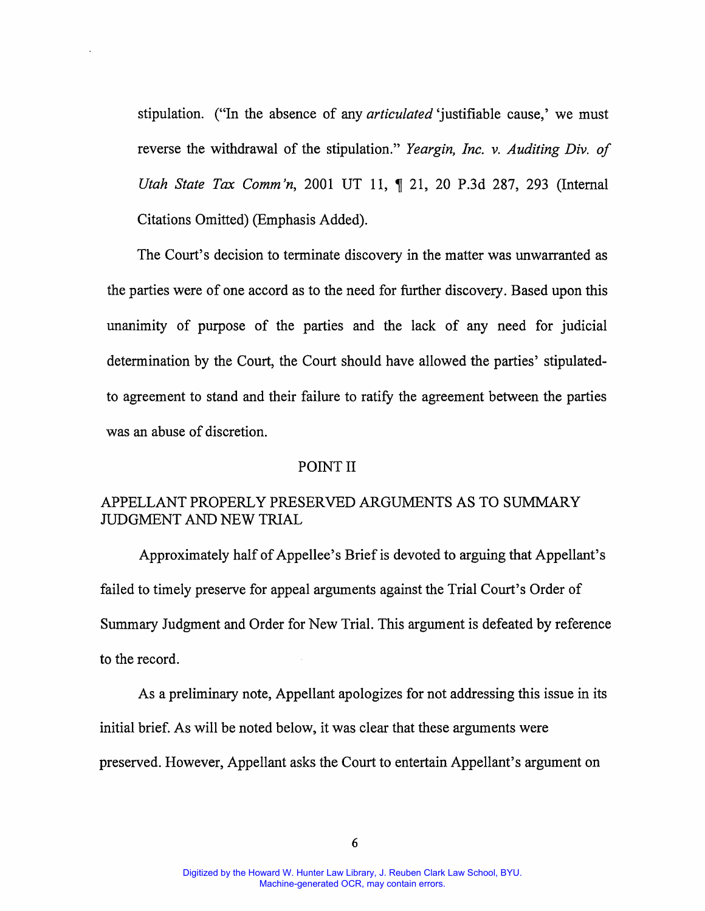stipulation. ("In the absence of any *articulated* 'justifiable cause,' we must reverse the withdrawal of the stipulation." *Yeargin, Inc. v. Auditing Div. of Utah State Tax Comm'n*, 2001 UT 11, ¶ 21, 20 P.3d 287, 293 (Internal Citations Omitted) (Emphasis Added).

The Court's decision to terminate discovery in the matter was unwarranted as the parties were of one accord as to the need for further discovery. Based upon this unanimity of purpose of the parties and the lack of any need for judicial determination by the Court, the Court should have allowed the parties' stipulated-to agreement to stand and their failure to ratify the agreement between the parties was an abuse of discretion.

## POINT II

## APPELLANT PROPERLY PRESERVED ARGUMENTS AS TO SUMMARY JUDGMENT AND NEW TRIAL

Approximately half of Appellee's Brief is devoted to arguing that Appellant's failed to timely preserve for appeal arguments against the Trial Court's Order of Summary Judgment and Order for New Trial. This argument is defeated by reference to the record.

As a preliminary note, Appellant apologizes for not addressing this issue in its initial brief. As will be noted below, it was clear that these arguments were preserved. However, Appellant asks the Court to entertain Appellant's argument on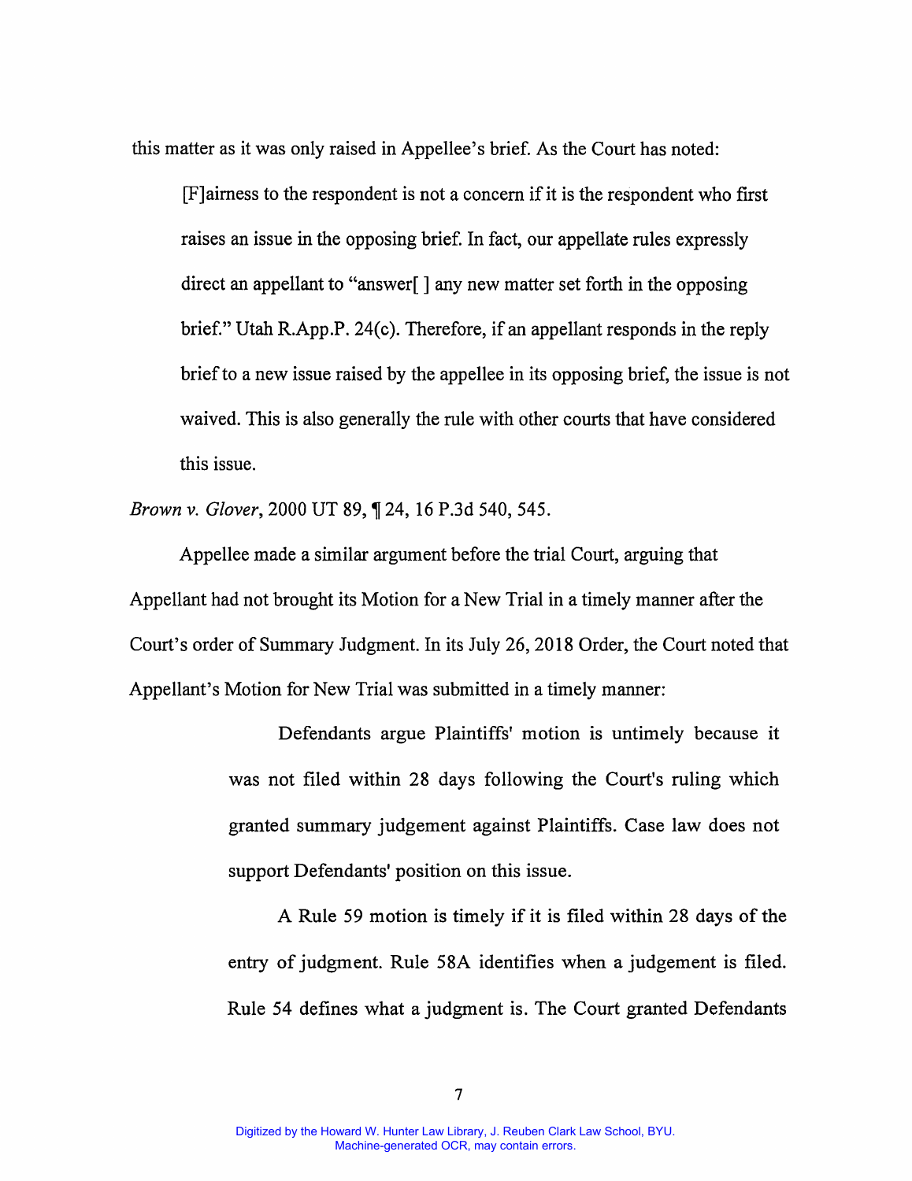this matter as it was only raised in Appellee's brief. As the Court has noted:

> [F]airness to the respondent is not a concern if it is the respondent who first raises an issue in the opposing brief. In fact, our appellate rules expressly direct an appellant to "answer[ ] any new matter set forth in the opposing brief." Utah R.App.P. 24(c). Therefore, if an appellant responds in the reply brief to a new issue raised by the appellee in its opposing brief, the issue is not waived. This is also generally the rule with other courts that have considered this issue.

*Brown v. Glover*, 2000 UT 89, ¶ 24, 16 P.3d 540, 545.

Appellee made a similar argument before the trial Court, arguing that Appellant had not brought its Motion for a New Trial in a timely manner after the Court's order of Summary Judgment. In its July 26, 2018 Order, the Court noted that Appellant's Motion for New Trial was submitted in a timely manner:

> Defendants argue Plaintiffs' motion is untimely because it was not filed within 28 days following the Court's ruling which granted summary judgement against Plaintiffs. Case law does not support Defendants' position on this issue.
>
> A Rule 59 motion is timely if it is filed within 28 days of the entry of judgment. Rule 58A identifies when a judgement is filed. Rule 54 defines what a judgment is. The Court granted Defendants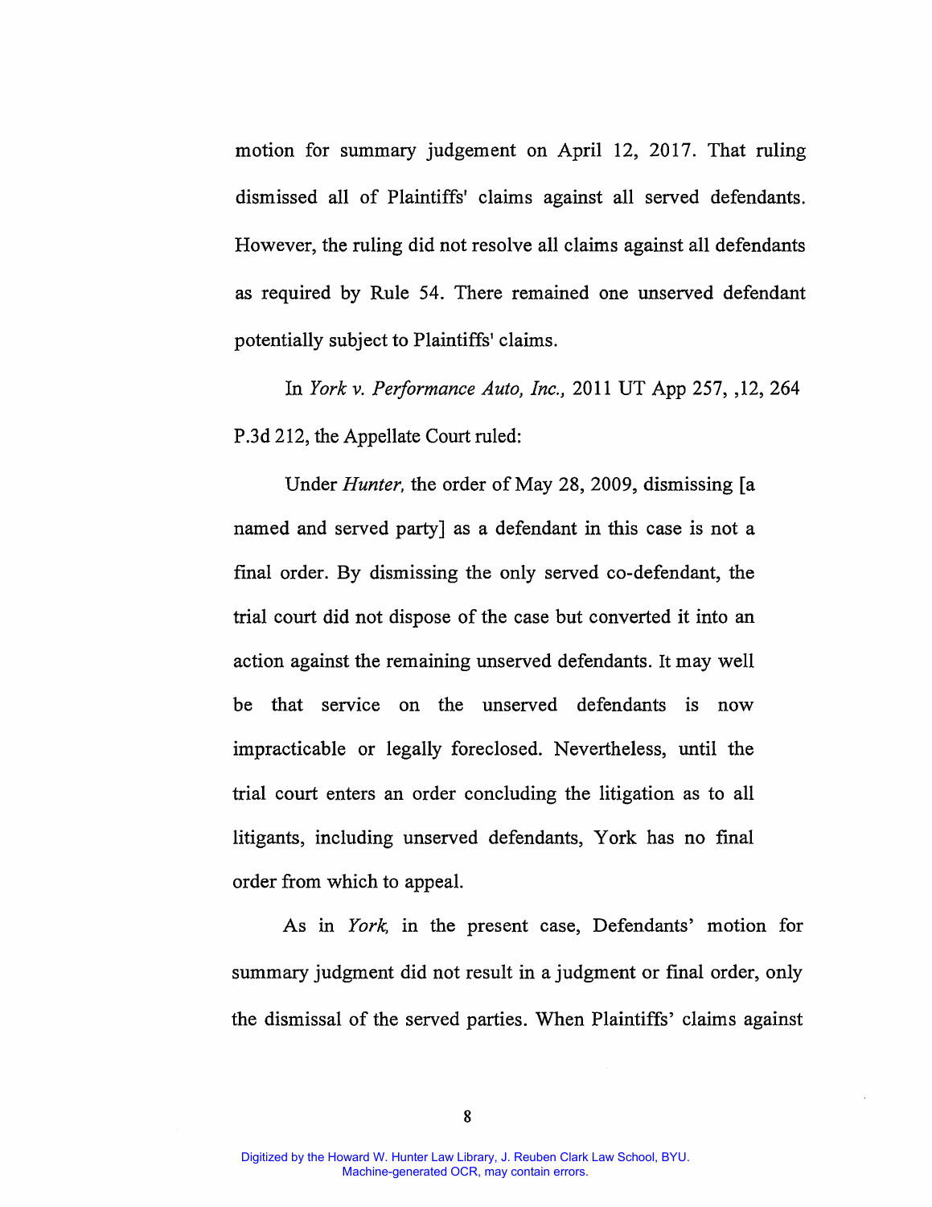motion for summary judgement on April 12, 2017. That ruling dismissed all of Plaintiffs' claims against all served defendants. However, the ruling did not resolve all claims against all defendants as required by Rule 54. There remained one unserved defendant potentially subject to Plaintiffs' claims.

In *York v. Performance Auto, Inc.,* 2011 UT App 257, ,12, 264 P.3d 212, the Appellate Court ruled:

> Under *Hunter,* the order of May 28, 2009, dismissing [a named and served party] as a defendant in this case is not a final order. By dismissing the only served co-defendant, the trial court did not dispose of the case but converted it into an action against the remaining unserved defendants. It may well be that service on the unserved defendants is now impracticable or legally foreclosed. Nevertheless, until the trial court enters an order concluding the litigation as to all litigants, including unserved defendants, York has no final order from which to appeal.

As in *York,* in the present case, Defendants' motion for summary judgment did not result in a judgment or final order, only the dismissal of the served parties. When Plaintiffs' claims against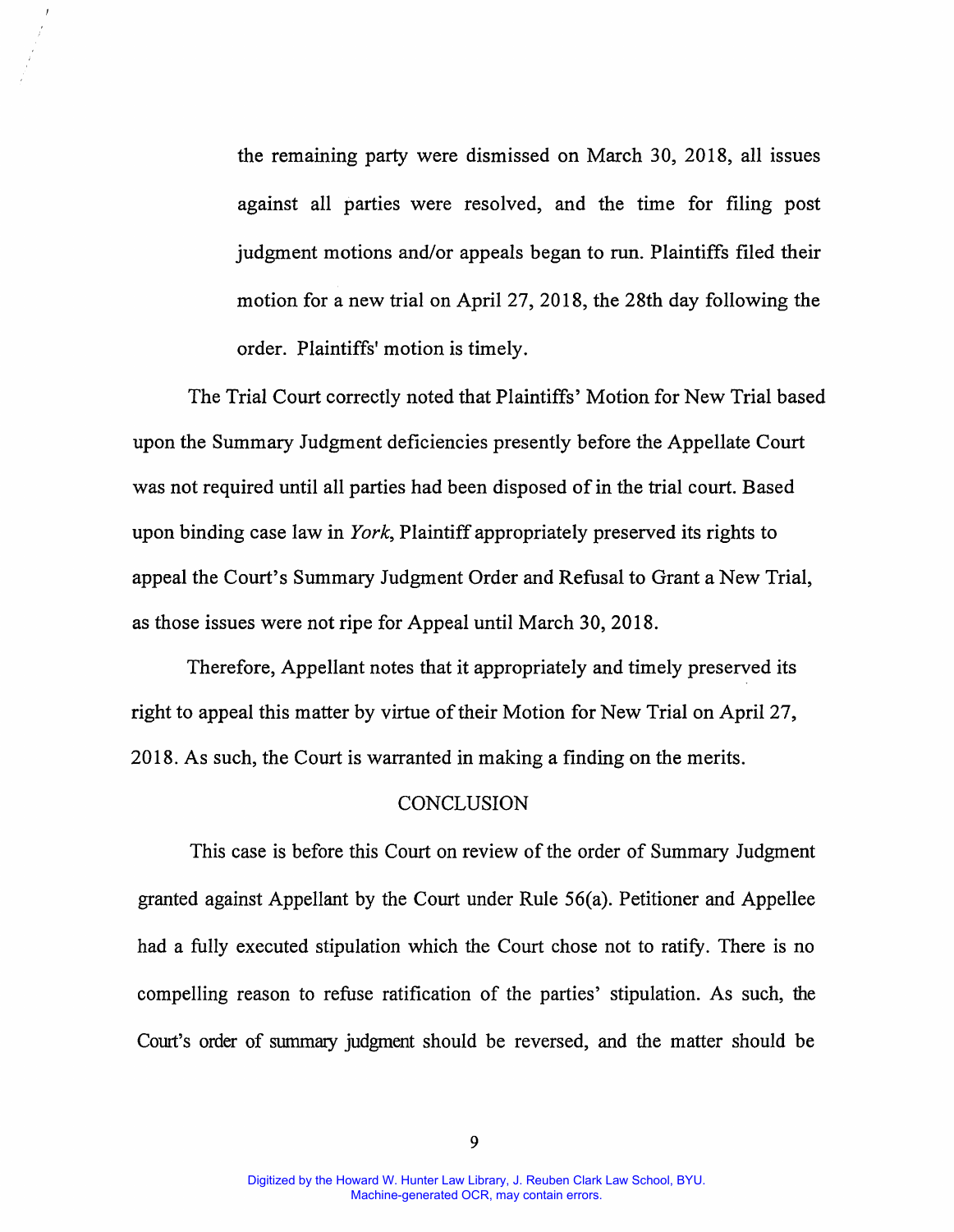the remaining party were dismissed on March 30, 2018, all issues against all parties were resolved, and the time for filing post judgment motions and/or appeals began to run. Plaintiffs filed their motion for a new trial on April 27, 2018, the 28th day following the order. Plaintiffs' motion is timely.

The Trial Court correctly noted that Plaintiffs' Motion for New Trial based upon the Summary Judgment deficiencies presently before the Appellate Court was not required until all parties had been disposed of in the trial court. Based upon binding case law in *York*, Plaintiff appropriately preserved its rights to appeal the Court's Summary Judgment Order and Refusal to Grant a New Trial, as those issues were not ripe for Appeal until March 30, 2018.

Therefore, Appellant notes that it appropriately and timely preserved its right to appeal this matter by virtue of their Motion for New Trial on April 27, 2018. As such, the Court is warranted in making a finding on the merits.

## CONCLUSION

This case is before this Court on review of the order of Summary Judgment granted against Appellant by the Court under Rule 56(a). Petitioner and Appellee had a fully executed stipulation which the Court chose not to ratify. There is no compelling reason to refuse ratification of the parties' stipulation. As such, the Court's order of summary judgment should be reversed, and the matter should be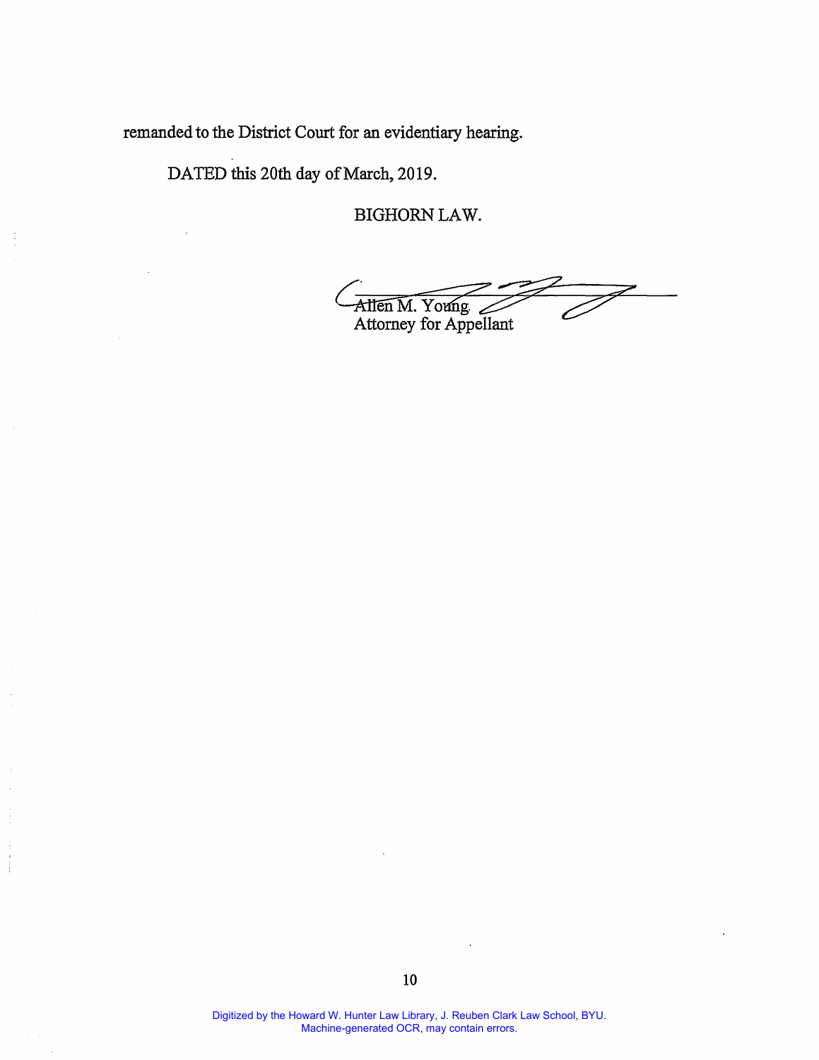remanded to the District Court for an evidentiary hearing.

DATED this 20th day of March, 2019.

BIGHORN LAW.

Allen M. Young
Attorney for Appellant

Digitized by the Howard W. Hunter Law Library, J. Reuben Clark Law School, BYU.
Machine-generated OCR, may contain errors.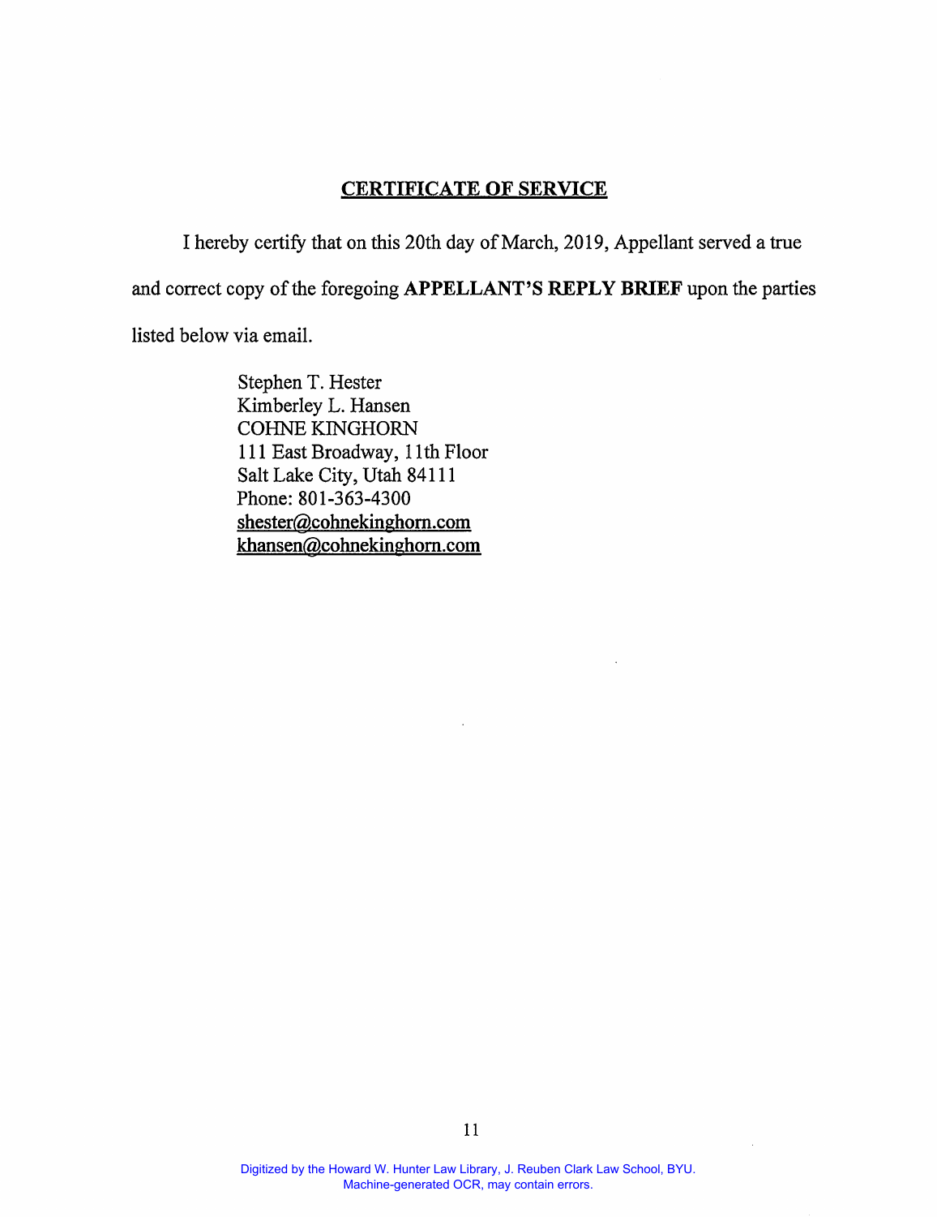## CERTIFICATE OF SERVICE

I hereby certify that on this 20th day of March, 2019, Appellant served a true and correct copy of the foregoing **APPELLANT'S REPLY BRIEF** upon the parties listed below via email.

Stephen T. Hester
Kimberley L. Hansen
COHNE KINGHORN
111 East Broadway, 11th Floor
Salt Lake City, Utah 84111
Phone: 801-363-4300
shester@cohnekinghorn.com
khansen@cohnekinghorn.com

Digitized by the Howard W. Hunter Law Library, J. Reuben Clark Law School, BYU.
Machine-generated OCR, may contain errors.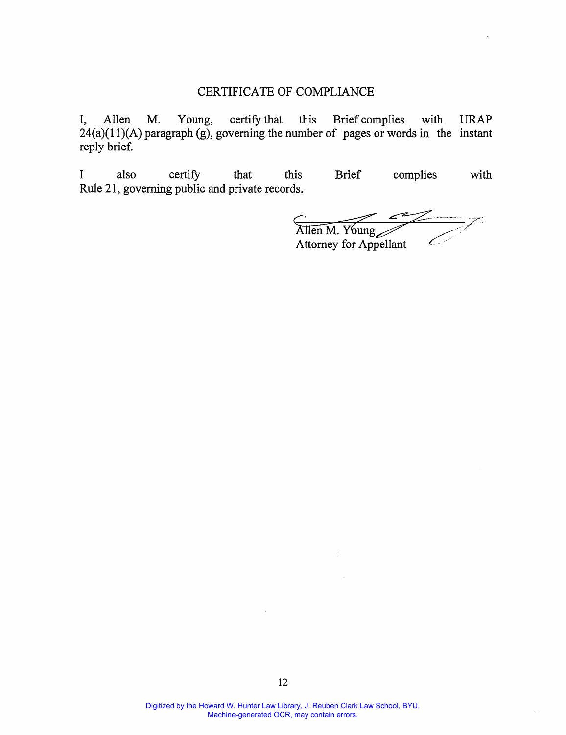## CERTIFICATE OF COMPLIANCE

I, Allen M. Young, certify that this Brief complies with URAP 24(a)(11)(A) paragraph (g), governing the number of pages or words in the instant reply brief.

I also certify that this Brief complies with Rule 21, governing public and private records.

Allen M. Young
Attorney for Appellant

Digitized by the Howard W. Hunter Law Library, J. Reuben Clark Law School, BYU.
Machine-generated OCR, may contain errors.